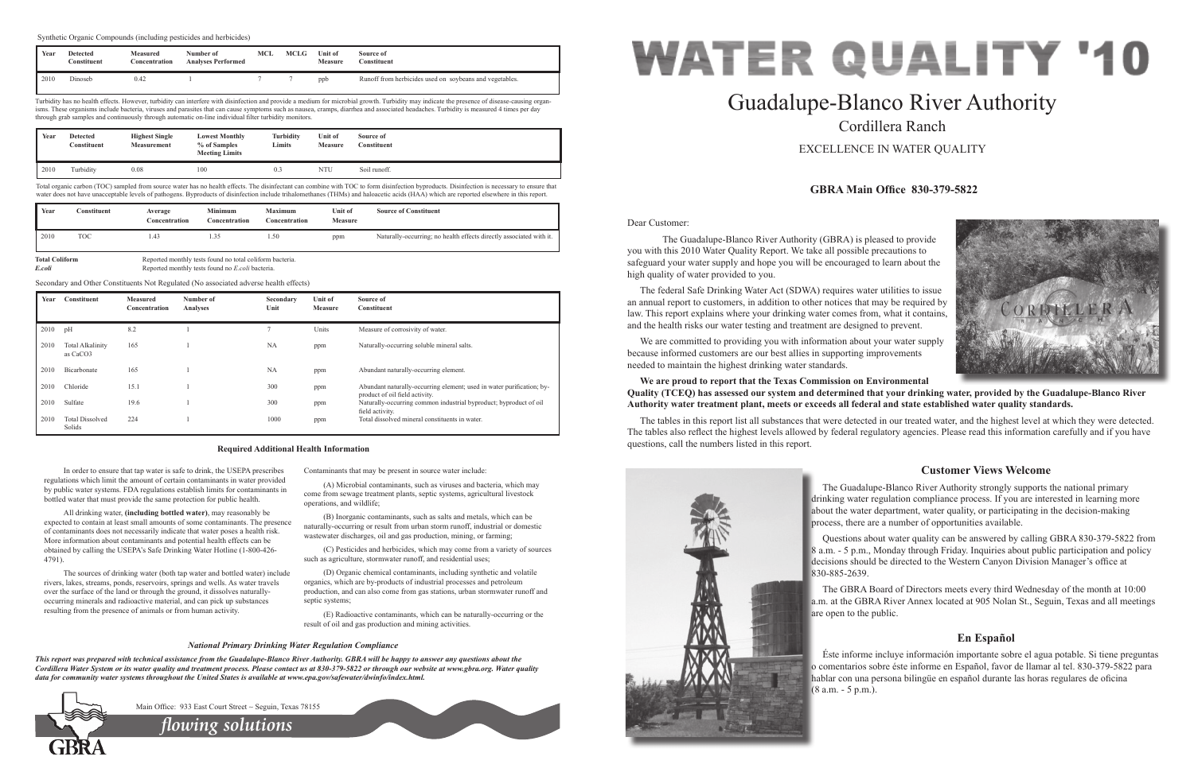Synthetic Organic Compounds (including pesticides and herbicides)

| Year | Detected Constituent | Measured Concentration | Number of Analyses Performed | MCL | MCLG | Unit of Measure | Source of Constituent |
|---|---|---|---|---|---|---|---|
| 2010 | Dinoseb | 0.42 | 1 | 7 | 7 | ppb | Runoff from herbicides used on soybeans and vegetables. |

Turbidity has no health effects. However, turbidity can interfere with disinfection and provide a medium for microbial growth. Turbidity may indicate the presence of disease-causing organisms. These organisms include bacteria, viruses and parasites that can cause symptoms such as nausea, cramps, diarrhea and associated headaches. Turbidity is measured 4 times per day through grab samples and continuously through automatic on-line individual filter turbidity monitors.

| Year | Detected Constituent | Highest Single Measurement | Lowest Monthly % of Samples Meeting Limits | Turbidity Limits | Unit of Measure | Source of Constituent |
|---|---|---|---|---|---|---|
| 2010 | Turbidity | 0.08 | 100 | 0.3 | NTU | Soil runoff. |

Total organic carbon (TOC) sampled from source water has no health effects. The disinfectant can combine with TOC to form disinfection byproducts. Disinfection is necessary to ensure that water does not have unacceptable levels of pathogens. Byproducts of disinfection include trihalomethanes (THMs) and haloacetic acids (HAA) which are reported elsewhere in this report.

| Year | Constituent | Average Concentration | Minimum Concentration | Maximum Concentration | Unit of Measure | Source of Constituent |
|---|---|---|---|---|---|---|
| 2010 | TOC | 1.43 | 1.35 | 1.50 | ppm | Naturally-occurring; no health effects directly associated with it. |

**Total Coliform** Reported monthly tests found no total coliform bacteria.
***E.coli*** Reported monthly tests found no *E.coli* bacteria.

Secondary and Other Constituents Not Regulated (No associated adverse health effects)

| Year | Constituent | Measured Concentration | Number of Analyses | Secondary Unit | Unit of Measure | Source of Constituent |
|---|---|---|---|---|---|---|
| 2010 | pH | 8.2 | 1 | 7 | Units | Measure of corrosivity of water. |
| 2010 | Total Alkalinity as $CaCO_3$ | 165 | 1 | NA | ppm | Naturally-occurring soluble mineral salts. |
| 2010 | Bicarbonate | 165 | 1 | NA | ppm | Abundant naturally-occurring element. |
| 2010 | Chloride | 15.1 | 1 | 300 | ppm | Abundant naturally-occurring element; used in water purification; byproduct of oil field activity. |
| 2010 | Sulfate | 19.6 | 1 | 300 | ppm | Naturally-occurring common industrial byproduct; byproduct of oil field activity. |
| 2010 | Total Dissolved Solids | 224 | 1 | 1000 | ppm | Total dissolved mineral constituents in water. |

### Required Additional Health Information

In order to ensure that tap water is safe to drink, the USEPA prescribes regulations which limit the amount of certain contaminants in water provided by public water systems. FDA regulations establish limits for contaminants in bottled water that must provide the same protection for public health.

All drinking water, **(including bottled water)**, may reasonably be expected to contain at least small amounts of some contaminants. The presence of contaminants does not necessarily indicate that water poses a health risk. More information about contaminants and potential health effects can be obtained by calling the USEPA's Safe Drinking Water Hotline (1-800-426-4791).

The sources of drinking water (both tap water and bottled water) include rivers, lakes, streams, ponds, reservoirs, springs and wells. As water travels over the surface of the land or through the ground, it dissolves naturally-occurring minerals and radioactive material, and can pick up substances resulting from the presence of animals or from human activity.

Contaminants that may be present in source water include:

(A) Microbial contaminants, such as viruses and bacteria, which may come from sewage treatment plants, septic systems, agricultural livestock operations, and wildlife;

(B) Inorganic contaminants, such as salts and metals, which can be naturally-occurring or result from urban storm runoff, industrial or domestic wastewater discharges, oil and gas production, mining, or farming;

(C) Pesticides and herbicides, which may come from a variety of sources such as agriculture, stormwater runoff, and residential uses;

(D) Organic chemical contaminants, including synthetic and volatile organics, which are by-products of industrial processes and petroleum production, and can also come from gas stations, urban stormwater runoff and septic systems;

(E) Radioactive contaminants, which can be naturally-occurring or the result of oil and gas production and mining activities.

*National Primary Drinking Water Regulation Compliance*

***This report was prepared with technical assistance from the Guadalupe-Blanco River Authority. GBRA will be happy to answer any questions about the Cordillera Water System or its water quality and treatment process. Please contact us at 830-379-5822 or through our website at www.gbra.org. Water quality data for community water systems throughout the United States is available at www.epa.gov/safewater/dwinfo/index.html.***

Main Office: 933 East Court Street ~ Seguin, Texas 78155

GBRA *flowing solutions*

# WATER QUALITY '10

## Guadalupe-Blanco River Authority

Cordillera Ranch

EXCELLENCE IN WATER QUALITY

**GBRA Main Office 830-379-5822**

Dear Customer:

The Guadalupe-Blanco River Authority (GBRA) is pleased to provide you with this 2010 Water Quality Report. We take all possible precautions to safeguard your water supply and hope you will be encouraged to learn about the high quality of water provided to you.

The federal Safe Drinking Water Act (SDWA) requires water utilities to issue an annual report to customers, in addition to other notices that may be required by law. This report explains where your drinking water comes from, what it contains, and the health risks our water testing and treatment are designed to prevent.

We are committed to providing you with information about your water supply because informed customers are our best allies in supporting improvements needed to maintain the highest drinking water standards.

**We are proud to report that the Texas Commission on Environmental Quality (TCEQ) has assessed our system and determined that your drinking water, provided by the Guadalupe-Blanco River Authority water treatment plant, meets or exceeds all federal and state established water quality standards.**

The tables in this report list all substances that were detected in our treated water, and the highest level at which they were detected. The tables also reflect the highest levels allowed by federal regulatory agencies. Please read this information carefully and if you have questions, call the numbers listed in this report.

### Customer Views Welcome

The Guadalupe-Blanco River Authority strongly supports the national primary drinking water regulation compliance process. If you are interested in learning more about the water department, water quality, or participating in the decision-making process, there are a number of opportunities available.

Questions about water quality can be answered by calling GBRA 830-379-5822 from 8 a.m. - 5 p.m., Monday through Friday. Inquiries about public participation and policy decisions should be directed to the Western Canyon Division Manager's office at 830-885-2639.

The GBRA Board of Directors meets every third Wednesday of the month at 10:00 a.m. at the GBRA River Annex located at 905 Nolan St., Seguin, Texas and all meetings are open to the public.

### En Español

Éste informe incluye información importante sobre el agua potable. Si tiene preguntas o comentarios sobre éste informe en Español, favor de llamar al tel. 830-379-5822 para hablar con una persona bilingüe en español durante las horas regulares de oficina (8 a.m. - 5 p.m.).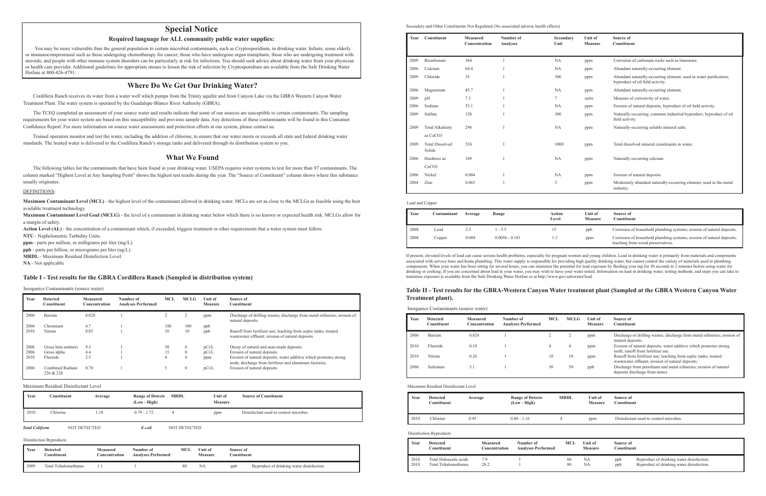# Special Notice

## Required language for ALL community public water supplies:

You may be more vulnerable than the general population to certain microbial contaminants, such as Cryptosporidium, in drinking water. Infants, some elderly or immunocompromised such as those undergoing chemotherapy for cancer; those who have undergone organ transplants; those who are undergoing treatment with steroids; and people with other immune system disorders can be particularly at risk for infections. You should seek advice about drinking water from your physician or health care provider. Additional guidelines for appropriate means to lessen the risk of infection by Cryptosporidium are available from the Safe Drinking Water Hotline at 800-426-4791.

## Where Do We Get Our Drinking Water?

Cordillera Ranch receives its water from a water well which pumps from the Trinity aquifer and from Canyon Lake via the GBRA Western Canyon Water Treatment Plant. The water system is operated by the Guadalupe-Blanco River Authority (GBRA).

The TCEQ completed an assessment of your source water and results indicate that some of our sources are susceptible to certain contaminants. The sampling requirements for your water system are based on this susceptibility and previous sample data. Any detections of these contaminants will be found in this Consumer Confidence Report. For more information on source water assessments and protection efforts at our system, please contact us.

Trained operators monitor and test the water, including the addition of chlorine, to ensure that our water meets or exceeds all state and federal drinking water standards. The treated water is delivered to the Cordillera Ranch's storage tanks and delivered through its distribution system to you.

## What We Found

The following tables list the contaminants that have been found in your drinking water. USEPA requires water systems to test for more than 97 contaminants. The column marked "Highest Level at Any Sampling Point" shows the highest test results during the year. The "Source of Constituent" column shows where this substance usually originates.

DEFINITIONS:

**Maximum Contaminant Level (MCL)** - the highest level of the contaminant allowed in drinking water. MCLs are set as close to the MCLGs as feasible using the best available treatment technology.

**Maximum Contaminant Level Goal (MCLG)** - the level of a contaminant in drinking water below which there is no known or expected health risk. MCLGs allow for a margin of safety.

**Action Level (AL)** - the concentration of a contaminant which, if exceeded, triggers treatment or other requirements that a water system must follow.

**NTU** - Nephelometric Turbidity Units.

**ppm** - parts per million, or milligrams per liter (mg/L).

**ppb** - parts per billion, or micrograms per liter (ug/L).

**MRDL** - Maximum Residual Disinfection Level.

**NA** - Not applicable

### Table I - Test results for the GBRA Cordillera Ranch (Sampled in distribution system)

Inorganics Contaminants (source water)

| Year | Detected Constituent | Measured Concentration | Number of Analyses Performed | MCL | MCLG | Unit of Measure | Source of Constituent |
|---|---|---|---|---|---|---|---|
| 2006 | Barium | 0.028 | 1 | 2 | 2 | ppm | Discharge of drilling wastes; discharge from metal refineries; erosion of natural deposits. |
| 2006 | Chromium | 4.7 | 1 | 100 | 100 | ppb | |
| 2010 | Nitrate | 0.05 | 1 | 10 | 10 | ppb | Runoff from fertilizer use; leaching from septic tanks; treated wastewater effluent; erosion of natural deposits. |
| 2006 | Gross beta emitters | 9.3 | 1 | 50 | 0 | pCi/L | Decay of natural and man-made deposits. |
| 2006 | Gross alpha | 4.4 | 1 | 15 | 0 | pCi/L | Erosion of natural deposits. |
| 2010 | Fluoride | 2.5 | 1 | 4 | 4 | ppm | Erosion of natural deposits; water additive which promotes strong teeth; discharge from fertilizer and aluminum factories. |
| 2006 | Combined Radium 226 & 228 | 0.70 | 1 | 5 | 0 | pCi/L | Erosion of natural deposits. |

Maximum Residual Disinfectant Level

| Year | Constituent | Average | Range of Detects (Low - High) | MRDL | Unit of Measure | Source of Constituent |
|---|---|---|---|---|---|---|
| 2010 | Chlorine | 1.18 | 0.79 - 1.72 | 4 | ppm | Disinfectant used to control microbes. |

***Total Coliform*** NOT DETECTED ***E.coli*** NOT DETECTED

Disinfection Byproducts

| Year | Detected Constituent | Measured Concentration | Number of Analyses Performed | MCL | Unit of Measure | Source of Constituent |
|---|---|---|---|---|---|---|
| 2009 | Total Trihalomethanes | 1.1 | 1 | 80 | NA | ppb | Byproduct of drinking water disinfection. |

Secondary and Other Constituents Not Regulated (No associated adverse health effects)

| Year | Constituent | Measured Concentration | Number of Analyses | Secondary Unit | Unit of Measure | Source of Constituent |
|---|---|---|---|---|---|---|
| 2009 | Bicarbonate | 364 | 1 | NA | ppm | Corrosion of carbonate rocks such as limestone. |
| 2006 | Calcium | 64.4 | 1 | NA | ppm | Abundant naturally-occurring element. |
| 2009 | Chloride | 35 | 1 | 300 | ppm | Abundant naturally-occurring element; used in water purification; byproduct of oil field activity. |
| 2006 | Magnesium | 45.7 | 1 | NA | ppm | Abundant naturally-occurring element. |
| 2009 | pH | 7.3 | 1 | 7 | units | Measure of corrosivity of water. |
| 2006 | Sodium | 53.1 | 1 | NA | ppm | Erosion of natural deposits; byproduct of oil field activity. |
| 2009 | Sulfate | 128 | 1 | 300 | ppm | Naturally-occurring; common industrial byproduct; byproduct of oil field activity. |
| 2009 | Total Alkalinity as CaCO3 | 298 | 1 | NA | ppm | Naturally-occurring soluble mineral salts. |
| 2009 | Total Dissolved Solids | 524 | 1 | 1000 | ppm | Total dissolved mineral constituents in water. |
| 2006 | Hardness as CaCO3 | 349 | 1 | NA | ppm | Naturally-occurring calcium. |
| 2006 | Nickel | 0.004 | 1 | NA | ppm | Erosion of natural deposits. |
| 2004 | Zinc | 0.065 | 1 | 5 | ppm | Moderately abundant naturally-occurring element; used in the metal industry. |

Lead and Copper

| Year | Contaminant | Average | Range | Action Level | Unit of Measure | Source of Constituent |
|---|---|---|---|---|---|---|
| 2008 | Lead | 2.5 | 1 - 5.5 | 15 | ppb | Corrosion of household plumbing systems; erosion of natural deposits. |
| 2008 | Copper | 0.088 | 0.0056 - 0.181 | 1.3 | ppm | Corrosion of household plumbing systems; erosion of natural deposits; leaching from wood preservatives. |

If present, elevated levels of lead can cause serious health problems, especially for pregnant women and young children. Lead in drinking water is primarily from materials and components associated with service lines and home plumbing. This water supply is responsible for providing high quality drinking water, but cannot control the variety of materials used in plumbing components. When your water has been sitting for several hours, you can minimize the potential for lead exposure by flushing your tap for 30 seconds to 2 minutes before using water for drinking or cooking. If you are concerned about lead in your water, you may wish to have your water tested. Information on lead in drinking water, testing methods, and steps you can take to minimize exposure is available from the Safe Drinking Water Hotline or at http://www.gov/safewater/lead.

### Table II - Test results for the GBRA-Western Canyon Water treatment plant (Sampled at the GBRA Western Canyon Water Treatment plant).

Inorganics Contaminants (source water)

| Year | Detected Constituent | Measured Concentration | Number of Analyses Performed | MCL | MCLG | Unit of Measure | Source of Constituent |
|---|---|---|---|---|---|---|---|
| 2006 | Barium | 0.024 | 1 | 2 | 2 | ppm | Discharge of drilling wastes; discharge from metal refineries; erosion of natural deposits. |
| 2010 | Fluoride | 0.18 | 1 | 4 | 4 | ppm | Erosion of natural deposits; water additive which promotes strong teeth; runoff from fertilizer use. |
| 2010 | Nitrate | 0.26 | 1 | 10 | 10 | ppm | Runoff from fertilizer use; leaching from septic tanks; treated wastewater effluent; erosion of natural deposits. |
| 2006 | Selenium | 5.1 | 1 | 50 | 50 | ppb | Discharge from petroleum and metal refineries; erosion of natural deposits discharge from mines. |

Maximum Residual Disinfectant Level

| Year | Detected Constituent | Average | Range of Detects (Low - High) | MRDL | Unit of Measure | Source of Constituent |
|---|---|---|---|---|---|---|
| 2010 | Chlorine | 0.95 | 0.80 - 1.16 | 4 | ppm | Disinfectant used to control microbes. |

Disinfection Byproducts

| Year | Detected Constituent | Measured Concentration | Number of Analyses Performed | MCL | Unit of Measure | Source of Constituent |
|---|---|---|---|---|---|---|
| 2010 | Total Haloacetic acids | 7.9 | 1 | 60 | NA | ppb | Byproduct of drinking water disinfection. |
| 2010 | Total Trihalomethanes | 28.2 | 1 | 80 | NA | ppb | Byproduct of drinking water disinfection. |